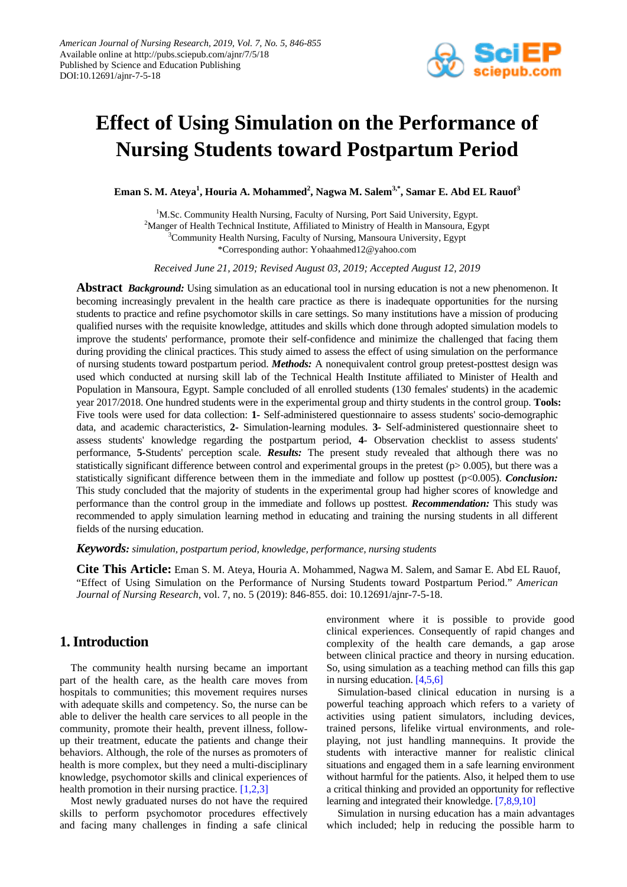American Journal of Nursing Research, 2019, Vol. 7, No. 5, 846-855
Available online at http://pubs.sciepub.com/ajnr/7/5/18
Published by Science and Education Publishing
DOI:10.12691/ajnr-7-5-18

# Effect of Using Simulation on the Performance of Nursing Students toward Postpartum Period

**Eman S. M. Ateya[1], Houria A. Mohammed[2], Nagwa M. Salem[3,*], Samar E. Abd EL Rauof[3]**

[1]M.Sc. Community Health Nursing, Faculty of Nursing, Port Said University, Egypt.
[2]Manger of Health Technical Institute, Affiliated to Ministry of Health in Mansoura, Egypt
[3]Community Health Nursing, Faculty of Nursing, Mansoura University, Egypt
*Corresponding author: Yohaahmed12@yahoo.com

*Received June 21, 2019; Revised August 03, 2019; Accepted August 12, 2019*

**Abstract** ***Background:*** Using simulation as an educational tool in nursing education is not a new phenomenon. It becoming increasingly prevalent in the health care practice as there is inadequate opportunities for the nursing students to practice and refine psychomotor skills in care settings. So many institutions have a mission of producing qualified nurses with the requisite knowledge, attitudes and skills which done through adopted simulation models to improve the students' performance, promote their self-confidence and minimize the challenged that facing them during providing the clinical practices. This study aimed to assess the effect of using simulation on the performance of nursing students toward postpartum period. ***Methods:*** A nonequivalent control group pretest-posttest design was used which conducted at nursing skill lab of the Technical Health Institute affiliated to Minister of Health and Population in Mansoura, Egypt. Sample concluded of all enrolled students (130 females' students) in the academic year 2017/2018. One hundred students were in the experimental group and thirty students in the control group. **Tools:** Five tools were used for data collection: **1-** Self-administered questionnaire to assess students' socio-demographic data, and academic characteristics, **2-** Simulation-learning modules. **3-** Self-administered questionnaire sheet to assess students' knowledge regarding the postpartum period, **4-** Observation checklist to assess students' performance, **5-**Students' perception scale. ***Results:*** The present study revealed that although there was no statistically significant difference between control and experimental groups in the pretest ($p > 0.005$), but there was a statistically significant difference between them in the immediate and follow up posttest ($p < 0.005$). ***Conclusion:*** This study concluded that the majority of students in the experimental group had higher scores of knowledge and performance than the control group in the immediate and follows up posttest. ***Recommendation:*** This study was recommended to apply simulation learning method in educating and training the nursing students in all different fields of the nursing education.

***Keywords:*** *simulation, postpartum period, knowledge, performance, nursing students*

**Cite This Article:** Eman S. M. Ateya, Houria A. Mohammed, Nagwa M. Salem, and Samar E. Abd EL Rauof, "Effect of Using Simulation on the Performance of Nursing Students toward Postpartum Period." *American Journal of Nursing Research*, vol. 7, no. 5 (2019): 846-855. doi: 10.12691/ajnr-7-5-18.

## 1. Introduction

The community health nursing became an important part of the health care, as the health care moves from hospitals to communities; this movement requires nurses with adequate skills and competency. So, the nurse can be able to deliver the health care services to all people in the community, promote their health, prevent illness, follow-up their treatment, educate the patients and change their behaviors. Although, the role of the nurses as promoters of health is more complex, but they need a multi-disciplinary knowledge, psychomotor skills and clinical experiences of health promotion in their nursing practice. [1,2,3]

Most newly graduated nurses do not have the required skills to perform psychomotor procedures effectively and facing many challenges in finding a safe clinical environment where it is possible to provide good clinical experiences. Consequently of rapid changes and complexity of the health care demands, a gap arose between clinical practice and theory in nursing education. So, using simulation as a teaching method can fills this gap in nursing education. [4,5,6]

Simulation-based clinical education in nursing is a powerful teaching approach which refers to a variety of activities using patient simulators, including devices, trained persons, lifelike virtual environments, and role-playing, not just handling mannequins. It provide the students with interactive manner for realistic clinical situations and engaged them in a safe learning environment without harmful for the patients. Also, it helped them to use a critical thinking and provided an opportunity for reflective learning and integrated their knowledge. [7,8,9,10]

Simulation in nursing education has a main advantages which included; help in reducing the possible harm to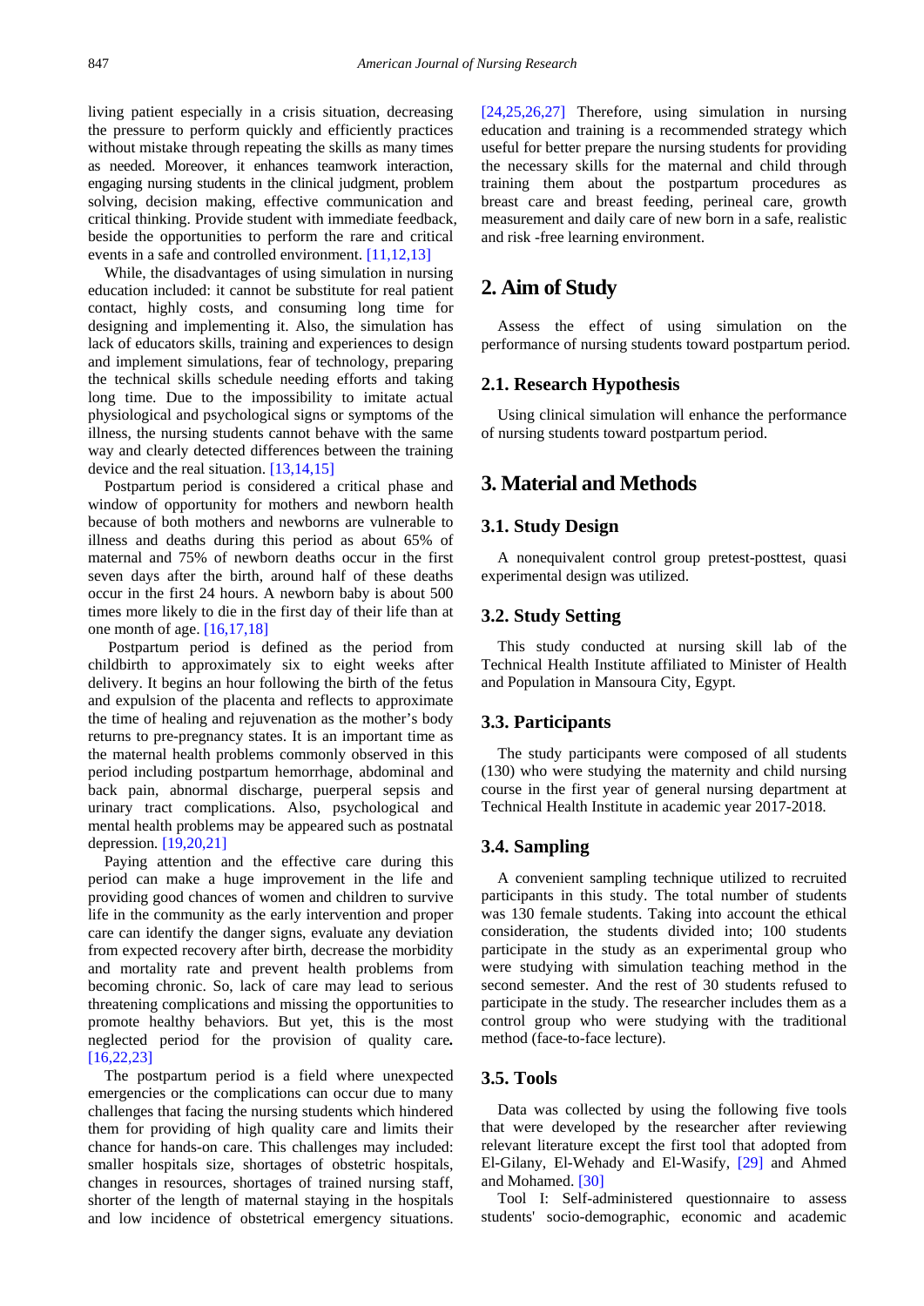living patient especially in a crisis situation, decreasing the pressure to perform quickly and efficiently practices without mistake through repeating the skills as many times as needed. Moreover, it enhances teamwork interaction, engaging nursing students in the clinical judgment, problem solving, decision making, effective communication and critical thinking. Provide student with immediate feedback, beside the opportunities to perform the rare and critical events in a safe and controlled environment. [11,12,13]

While, the disadvantages of using simulation in nursing education included: it cannot be substitute for real patient contact, highly costs, and consuming long time for designing and implementing it. Also, the simulation has lack of educators skills, training and experiences to design and implement simulations, fear of technology, preparing the technical skills schedule needing efforts and taking long time. Due to the impossibility to imitate actual physiological and psychological signs or symptoms of the illness, the nursing students cannot behave with the same way and clearly detected differences between the training device and the real situation. [13,14,15]

Postpartum period is considered a critical phase and window of opportunity for mothers and newborn health because of both mothers and newborns are vulnerable to illness and deaths during this period as about 65% of maternal and 75% of newborn deaths occur in the first seven days after the birth, around half of these deaths occur in the first 24 hours. A newborn baby is about 500 times more likely to die in the first day of their life than at one month of age. [16,17,18]

Postpartum period is defined as the period from childbirth to approximately six to eight weeks after delivery. It begins an hour following the birth of the fetus and expulsion of the placenta and reflects to approximate the time of healing and rejuvenation as the mother's body returns to pre-pregnancy states. It is an important time as the maternal health problems commonly observed in this period including postpartum hemorrhage, abdominal and back pain, abnormal discharge, puerperal sepsis and urinary tract complications. Also, psychological and mental health problems may be appeared such as postnatal depression. [19,20,21]

Paying attention and the effective care during this period can make a huge improvement in the life and providing good chances of women and children to survive life in the community as the early intervention and proper care can identify the danger signs, evaluate any deviation from expected recovery after birth, decrease the morbidity and mortality rate and prevent health problems from becoming chronic. So, lack of care may lead to serious threatening complications and missing the opportunities to promote healthy behaviors. But yet, this is the most neglected period for the provision of quality care**.** [16,22,23]

The postpartum period is a field where unexpected emergencies or the complications can occur due to many challenges that facing the nursing students which hindered them for providing of high quality care and limits their chance for hands-on care. This challenges may included: smaller hospitals size, shortages of obstetric hospitals, changes in resources, shortages of trained nursing staff, shorter of the length of maternal staying in the hospitals and low incidence of obstetrical emergency situations. [24,25,26,27] Therefore, using simulation in nursing education and training is a recommended strategy which useful for better prepare the nursing students for providing the necessary skills for the maternal and child through training them about the postpartum procedures as breast care and breast feeding, perineal care, growth measurement and daily care of new born in a safe, realistic and risk -free learning environment.

## 2. Aim of Study

Assess the effect of using simulation on the performance of nursing students toward postpartum period.

### 2.1. Research Hypothesis

Using clinical simulation will enhance the performance of nursing students toward postpartum period.

## 3. Material and Methods

### 3.1. Study Design

A nonequivalent control group pretest-posttest, quasi experimental design was utilized.

### 3.2. Study Setting

This study conducted at nursing skill lab of the Technical Health Institute affiliated to Minister of Health and Population in Mansoura City, Egypt.

### 3.3. Participants

The study participants were composed of all students (130) who were studying the maternity and child nursing course in the first year of general nursing department at Technical Health Institute in academic year 2017-2018.

### 3.4. Sampling

A convenient sampling technique utilized to recruited participants in this study. The total number of students was 130 female students. Taking into account the ethical consideration, the students divided into; 100 students participate in the study as an experimental group who were studying with simulation teaching method in the second semester. And the rest of 30 students refused to participate in the study. The researcher includes them as a control group who were studying with the traditional method (face-to-face lecture).

### 3.5. Tools

Data was collected by using the following five tools that were developed by the researcher after reviewing relevant literature except the first tool that adopted from El-Gilany, El-Wehady and El-Wasify, [29] and Ahmed and Mohamed. [30]

Tool I: Self-administered questionnaire to assess students' socio-demographic, economic and academic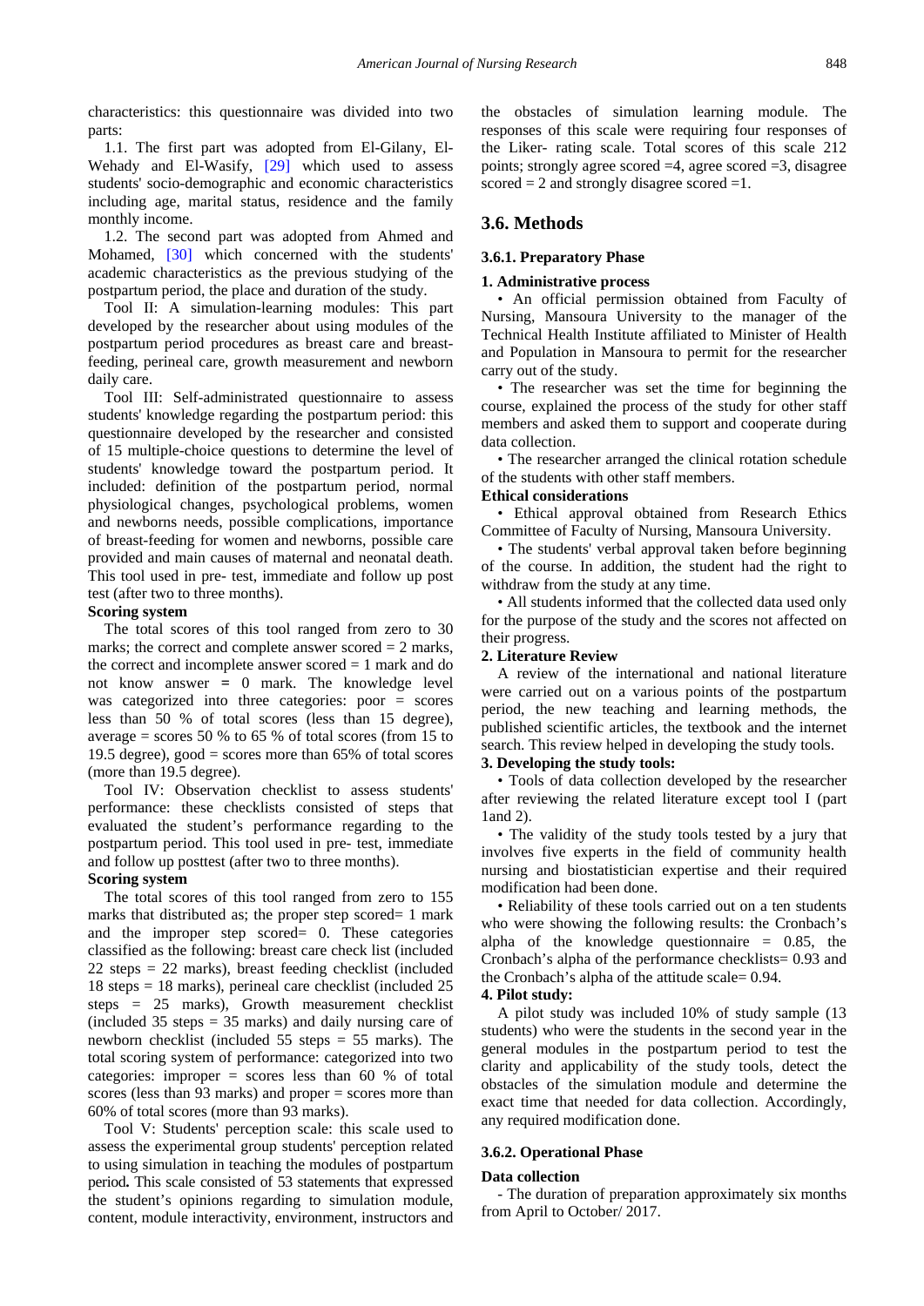characteristics: this questionnaire was divided into two parts:

1.1. The first part was adopted from El-Gilany, El-Wehady and El-Wasify, [29] which used to assess students' socio-demographic and economic characteristics including age, marital status, residence and the family monthly income.

1.2. The second part was adopted from Ahmed and Mohamed, [30] which concerned with the students' academic characteristics as the previous studying of the postpartum period, the place and duration of the study.

Tool II: A simulation-learning modules: This part developed by the researcher about using modules of the postpartum period procedures as breast care and breast-feeding, perineal care, growth measurement and newborn daily care.

Tool III: Self-administrated questionnaire to assess students' knowledge regarding the postpartum period: this questionnaire developed by the researcher and consisted of 15 multiple-choice questions to determine the level of students' knowledge toward the postpartum period. It included: definition of the postpartum period, normal physiological changes, psychological problems, women and newborns needs, possible complications, importance of breast-feeding for women and newborns, possible care provided and main causes of maternal and neonatal death. This tool used in pre- test, immediate and follow up post test (after two to three months).

**Scoring system**

The total scores of this tool ranged from zero to 30 marks; the correct and complete answer scored = 2 marks, the correct and incomplete answer scored = 1 mark and do not know answer **=** 0 mark. The knowledge level was categorized into three categories: poor = scores less than 50 % of total scores (less than 15 degree), average = scores 50 % to 65 % of total scores (from 15 to 19.5 degree), good = scores more than 65% of total scores (more than 19.5 degree).

Tool IV: Observation checklist to assess students' performance: these checklists consisted of steps that evaluated the student's performance regarding to the postpartum period. This tool used in pre- test, immediate and follow up posttest (after two to three months).

**Scoring system**

The total scores of this tool ranged from zero to 155 marks that distributed as; the proper step scored= 1 mark and the improper step scored= 0. These categories classified as the following: breast care check list (included 22 steps = 22 marks), breast feeding checklist (included 18 steps = 18 marks), perineal care checklist (included 25 steps = 25 marks), Growth measurement checklist (included 35 steps = 35 marks) and daily nursing care of newborn checklist (included 55 steps = 55 marks). The total scoring system of performance: categorized into two categories: improper = scores less than 60 % of total scores (less than 93 marks) and proper = scores more than 60% of total scores (more than 93 marks).

Tool V: Students' perception scale: this scale used to assess the experimental group students' perception related to using simulation in teaching the modules of postpartum period**.** This scale consisted of 53 statements that expressed the student's opinions regarding to simulation module, content, module interactivity, environment, instructors and the obstacles of simulation learning module. The responses of this scale were requiring four responses of the Liker- rating scale. Total scores of this scale 212 points; strongly agree scored =4, agree scored =3, disagree scored = 2 and strongly disagree scored =1.

## 3.6. Methods

### 3.6.1. Preparatory Phase

**1. Administrative process**

• An official permission obtained from Faculty of Nursing, Mansoura University to the manager of the Technical Health Institute affiliated to Minister of Health and Population in Mansoura to permit for the researcher carry out of the study.

• The researcher was set the time for beginning the course, explained the process of the study for other staff members and asked them to support and cooperate during data collection.

• The researcher arranged the clinical rotation schedule of the students with other staff members.

**Ethical considerations**

• Ethical approval obtained from Research Ethics Committee of Faculty of Nursing, Mansoura University.

• The students' verbal approval taken before beginning of the course. In addition, the student had the right to withdraw from the study at any time.

• All students informed that the collected data used only for the purpose of the study and the scores not affected on their progress.

**2. Literature Review**

A review of the international and national literature were carried out on a various points of the postpartum period, the new teaching and learning methods, the published scientific articles, the textbook and the internet search. This review helped in developing the study tools.

**3. Developing the study tools:**

• Tools of data collection developed by the researcher after reviewing the related literature except tool I (part 1and 2).

• The validity of the study tools tested by a jury that involves five experts in the field of community health nursing and biostatistician expertise and their required modification had been done.

• Reliability of these tools carried out on a ten students who were showing the following results: the Cronbach's alpha of the knowledge questionnaire = 0.85, the Cronbach's alpha of the performance checklists= 0.93 and the Cronbach's alpha of the attitude scale= 0.94.

**4. Pilot study:**

A pilot study was included 10% of study sample (13 students) who were the students in the second year in the general modules in the postpartum period to test the clarity and applicability of the study tools, detect the obstacles of the simulation module and determine the exact time that needed for data collection. Accordingly, any required modification done.

### 3.6.2. Operational Phase

**Data collection**

- The duration of preparation approximately six months from April to October/ 2017.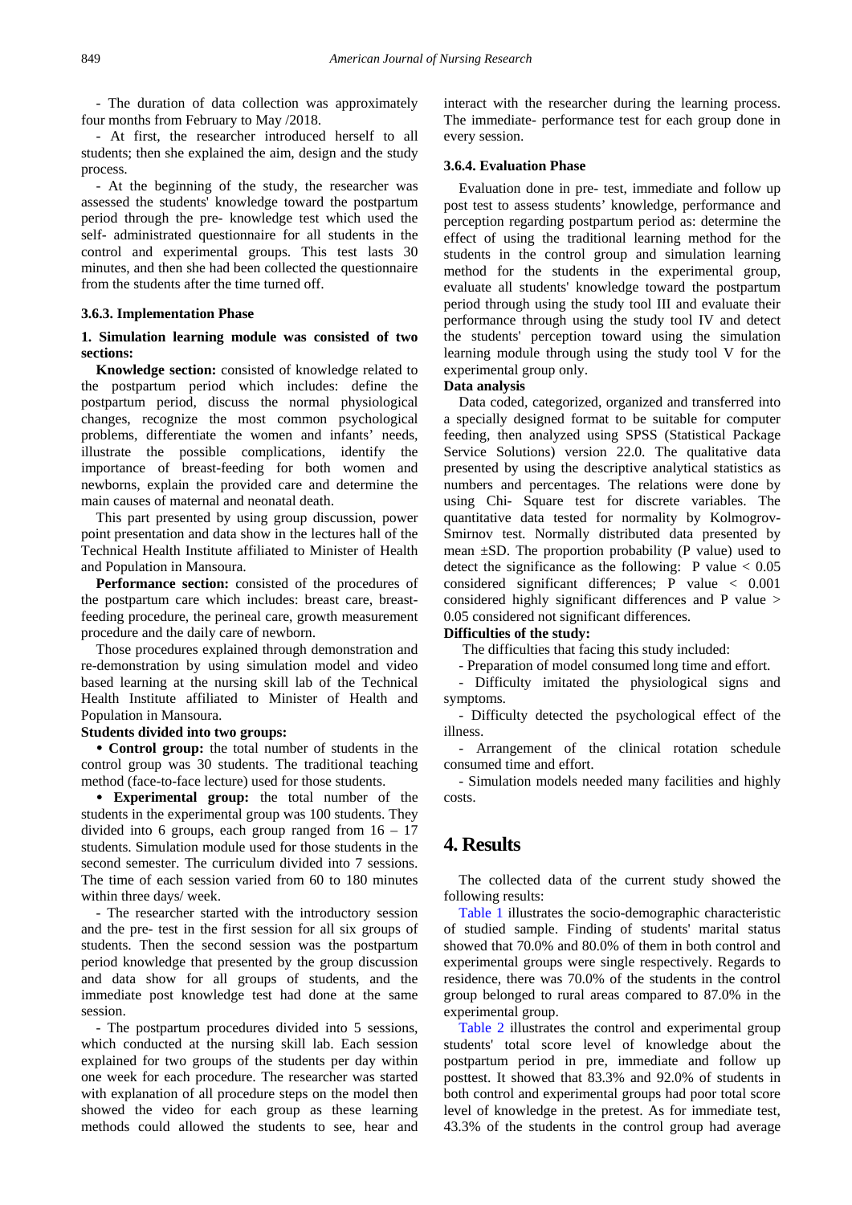- The duration of data collection was approximately four months from February to May /2018.

- At first, the researcher introduced herself to all students; then she explained the aim, design and the study process.

- At the beginning of the study, the researcher was assessed the students' knowledge toward the postpartum period through the pre- knowledge test which used the self- administrated questionnaire for all students in the control and experimental groups. This test lasts 30 minutes, and then she had been collected the questionnaire from the students after the time turned off.

#### 3.6.3. Implementation Phase

**1. Simulation learning module was consisted of two sections:**

**Knowledge section:** consisted of knowledge related to the postpartum period which includes: define the postpartum period, discuss the normal physiological changes, recognize the most common psychological problems, differentiate the women and infants' needs, illustrate the possible complications, identify the importance of breast-feeding for both women and newborns, explain the provided care and determine the main causes of maternal and neonatal death.

This part presented by using group discussion, power point presentation and data show in the lectures hall of the Technical Health Institute affiliated to Minister of Health and Population in Mansoura.

**Performance section:** consisted of the procedures of the postpartum care which includes: breast care, breast-feeding procedure, the perineal care, growth measurement procedure and the daily care of newborn.

Those procedures explained through demonstration and re-demonstration by using simulation model and video based learning at the nursing skill lab of the Technical Health Institute affiliated to Minister of Health and Population in Mansoura.

**Students divided into two groups:**

- **Control group:** the total number of students in the control group was 30 students. The traditional teaching method (face-to-face lecture) used for those students.
- **Experimental group:** the total number of the students in the experimental group was 100 students. They divided into 6 groups, each group ranged from 16 – 17 students. Simulation module used for those students in the second semester. The curriculum divided into 7 sessions. The time of each session varied from 60 to 180 minutes within three days/ week.

- The researcher started with the introductory session and the pre- test in the first session for all six groups of students. Then the second session was the postpartum period knowledge that presented by the group discussion and data show for all groups of students, and the immediate post knowledge test had done at the same session.

- The postpartum procedures divided into 5 sessions, which conducted at the nursing skill lab. Each session explained for two groups of the students per day within one week for each procedure. The researcher was started with explanation of all procedure steps on the model then showed the video for each group as these learning methods could allowed the students to see, hear and interact with the researcher during the learning process. The immediate- performance test for each group done in every session.

#### 3.6.4. Evaluation Phase

Evaluation done in pre- test, immediate and follow up post test to assess students' knowledge, performance and perception regarding postpartum period as: determine the effect of using the traditional learning method for the students in the control group and simulation learning method for the students in the experimental group, evaluate all students' knowledge toward the postpartum period through using the study tool III and evaluate their performance through using the study tool IV and detect the students' perception toward using the simulation learning module through using the study tool V for the experimental group only.

**Data analysis**

Data coded, categorized, organized and transferred into a specially designed format to be suitable for computer feeding, then analyzed using SPSS (Statistical Package Service Solutions) version 22.0. The qualitative data presented by using the descriptive analytical statistics as numbers and percentages. The relations were done by using Chi- Square test for discrete variables. The quantitative data tested for normality by Kolmogrov-Smirnov test. Normally distributed data presented by mean ±SD. The proportion probability (P value) used to detect the significance as the following: P value $< 0.05$ considered significant differences; P value $< 0.001$ considered highly significant differences and P value $> 0.05$ considered not significant differences.

**Difficulties of the study:**

The difficulties that facing this study included:

- Preparation of model consumed long time and effort.

- Difficulty imitated the physiological signs and symptoms.

- Difficulty detected the psychological effect of the illness.

- Arrangement of the clinical rotation schedule consumed time and effort.

- Simulation models needed many facilities and highly costs.

## 4. Results

The collected data of the current study showed the following results:

Table 1 illustrates the socio-demographic characteristic of studied sample. Finding of students' marital status showed that 70.0% and 80.0% of them in both control and experimental groups were single respectively. Regards to residence, there was 70.0% of the students in the control group belonged to rural areas compared to 87.0% in the experimental group.

Table 2 illustrates the control and experimental group students' total score level of knowledge about the postpartum period in pre, immediate and follow up posttest. It showed that 83.3% and 92.0% of students in both control and experimental groups had poor total score level of knowledge in the pretest. As for immediate test, 43.3% of the students in the control group had average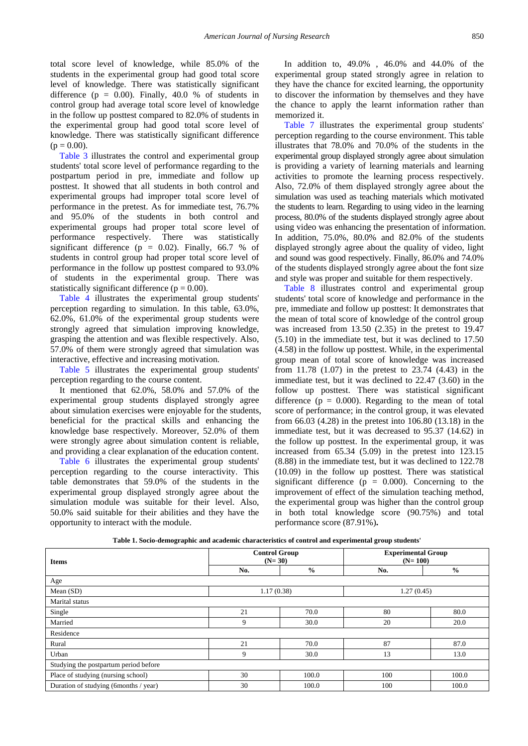total score level of knowledge, while 85.0% of the students in the experimental group had good total score level of knowledge. There was statistically significant difference (p = 0.00). Finally, 40.0 % of students in control group had average total score level of knowledge in the follow up posttest compared to 82.0% of students in the experimental group had good total score level of knowledge. There was statistically significant difference (p = 0.00).

Table 3 illustrates the control and experimental group students' total score level of performance regarding to the postpartum period in pre, immediate and follow up posttest. It showed that all students in both control and experimental groups had improper total score level of performance in the pretest. As for immediate test, 76.7% and 95.0% of the students in both control and experimental groups had proper total score level of performance respectively. There was statistically significant difference (p = 0.02). Finally, 66.7 % of students in control group had proper total score level of performance in the follow up posttest compared to 93.0% of students in the experimental group. There was statistically significant difference (p = 0.00).

Table 4 illustrates the experimental group students' perception regarding to simulation. In this table, 63.0%, 62.0%, 61.0% of the experimental group students were strongly agreed that simulation improving knowledge, grasping the attention and was flexible respectively. Also, 57.0% of them were strongly agreed that simulation was interactive, effective and increasing motivation.

Table 5 illustrates the experimental group students' perception regarding to the course content.

It mentioned that 62.0%, 58.0% and 57.0% of the experimental group students displayed strongly agree about simulation exercises were enjoyable for the students, beneficial for the practical skills and enhancing the knowledge base respectively. Moreover, 52.0% of them were strongly agree about simulation content is reliable, and providing a clear explanation of the education content.

Table 6 illustrates the experimental group students' perception regarding to the course interactivity. This table demonstrates that 59.0% of the students in the experimental group displayed strongly agree about the simulation module was suitable for their level. Also, 50.0% said suitable for their abilities and they have the opportunity to interact with the module.

In addition to, 49.0% , 46.0% and 44.0% of the experimental group stated strongly agree in relation to they have the chance for excited learning, the opportunity to discover the information by themselves and they have the chance to apply the learnt information rather than memorized it.

Table 7 illustrates the experimental group students' perception regarding to the course environment. This table illustrates that 78.0% and 70.0% of the students in the experimental group displayed strongly agree about simulation is providing a variety of learning materials and learning activities to promote the learning process respectively. Also, 72.0% of them displayed strongly agree about the simulation was used as teaching materials which motivated the students to learn. Regarding to using video in the learning process, 80.0% of the students displayed strongly agree about using video was enhancing the presentation of information. In addition, 75.0%, 80.0% and 82.0% of the students displayed strongly agree about the quality of video, light and sound was good respectively. Finally, 86.0% and 74.0% of the students displayed strongly agree about the font size and style was proper and suitable for them respectively.

Table 8 illustrates control and experimental group students' total score of knowledge and performance in the pre, immediate and follow up posttest: It demonstrates that the mean of total score of knowledge of the control group was increased from 13.50 (2.35) in the pretest to 19.47 (5.10) in the immediate test, but it was declined to 17.50 (4.58) in the follow up posttest. While, in the experimental group mean of total score of knowledge was increased from 11.78 (1.07) in the pretest to 23.74 (4.43) in the immediate test, but it was declined to 22.47 (3.60) in the follow up posttest. There was statistical significant difference (p = 0.000). Regarding to the mean of total score of performance; in the control group, it was elevated from 66.03 (4.28) in the pretest into 106.80 (13.18) in the immediate test, but it was decreased to 95.37 (14.62) in the follow up posttest. In the experimental group, it was increased from 65.34 (5.09) in the pretest into 123.15 (8.88) in the immediate test, but it was declined to 122.78 (10.09) in the follow up posttest. There was statistical significant difference (p = 0.000). Concerning to the improvement of effect of the simulation teaching method, the experimental group was higher than the control group in both total knowledge score (90.75%) and total performance score (87.91%).

**Table 1. Socio-demographic and academic characteristics of control and experimental group students'**

| Items | Control Group (N= 30) | | Experimental Group (N= 100) | |
|---|---|---|---|---|
| | No. | % | No. | % |
| Age | | | | |
| Mean (SD) | 1.17 (0.38) | | 1.27 (0.45) | |
| Marital status | | | | |
| Single | 21 | 70.0 | 80 | 80.0 |
| Married | 9 | 30.0 | 20 | 20.0 |
| Residence | | | | |
| Rural | 21 | 70.0 | 87 | 87.0 |
| Urban | 9 | 30.0 | 13 | 13.0 |
| Studying the postpartum period before | | | | |
| Place of studying (nursing school) | 30 | 100.0 | 100 | 100.0 |
| Duration of studying (6months / year) | 30 | 100.0 | 100 | 100.0 |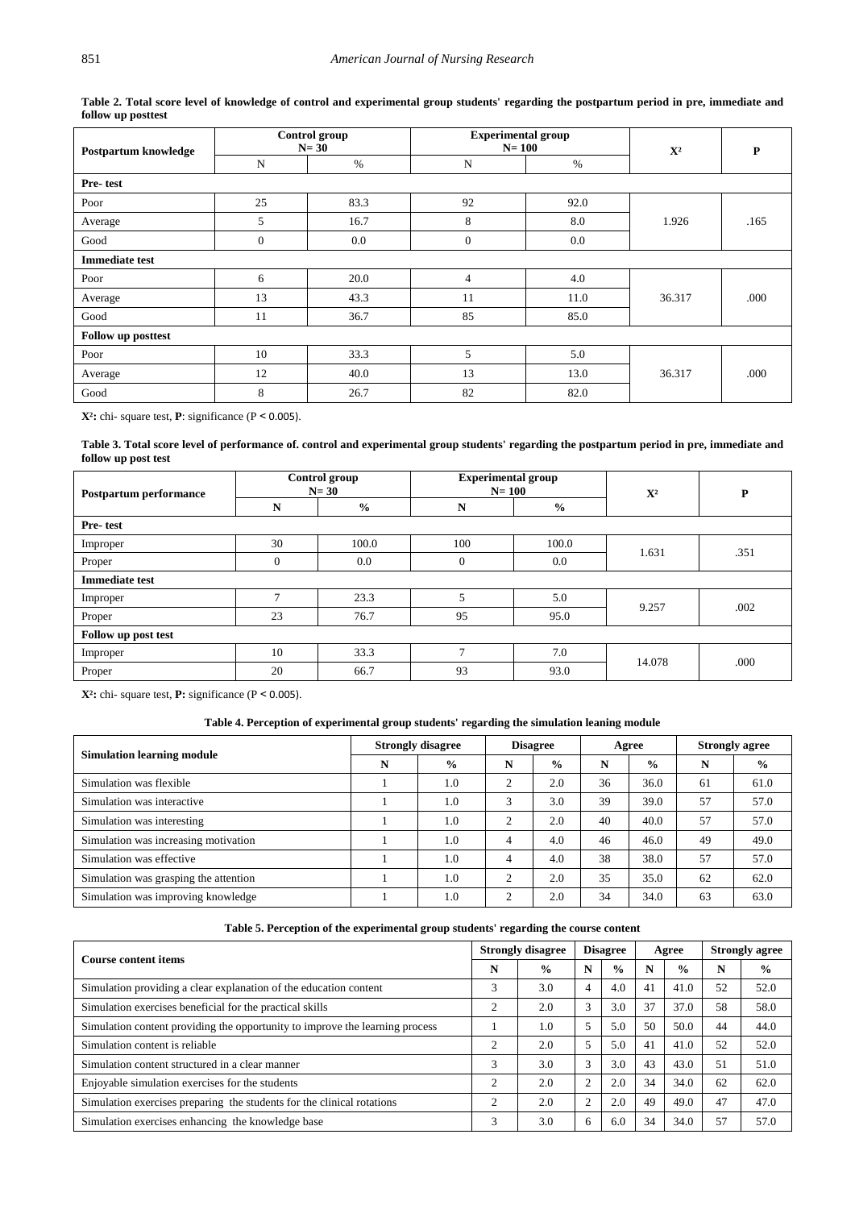**Table 2. Total score level of knowledge of control and experimental group students' regarding the postpartum period in pre, immediate and follow up posttest**

| Postpartum knowledge | Control group N= 30 | | Experimental group N= 100 | | $X^2$ | P |
|---|---|---|---|---|---|---|
| | N | % | N | % | | |
| **Pre- test** | | | | | | |
| Poor | 25 | 83.3 | 92 | 92.0 | 1.926 | .165 |
| Average | 5 | 16.7 | 8 | 8.0 | | |
| Good | 0 | 0.0 | 0 | 0.0 | | |
| **Immediate test** | | | | | | |
| Poor | 6 | 20.0 | 4 | 4.0 | 36.317 | .000 |
| Average | 13 | 43.3 | 11 | 11.0 | | |
| Good | 11 | 36.7 | 85 | 85.0 | | |
| **Follow up posttest** | | | | | | |
| Poor | 10 | 33.3 | 5 | 5.0 | 36.317 | .000 |
| Average | 12 | 40.0 | 13 | 13.0 | | |
| Good | 8 | 26.7 | 82 | 82.0 | | |

**$X^2$:** chi- square test, **P**: significance ($P < 0.005$).

**Table 3. Total score level of performance of. control and experimental group students' regarding the postpartum period in pre, immediate and follow up post test**

| Postpartum performance | Control group N= 30 | | Experimental group N= 100 | | $X^2$ | P |
|---|---|---|---|---|---|---|
| | **N** | **%** | **N** | **%** | | |
| **Pre- test** | | | | | | |
| Improper | 30 | 100.0 | 100 | 100.0 | 1.631 | .351 |
| Proper | 0 | 0.0 | 0 | 0.0 | | |
| **Immediate test** | | | | | | |
| Improper | 7 | 23.3 | 5 | 5.0 | 9.257 | .002 |
| Proper | 23 | 76.7 | 95 | 95.0 | | |
| **Follow up post test** | | | | | | |
| Improper | 10 | 33.3 | 7 | 7.0 | 14.078 | .000 |
| Proper | 20 | 66.7 | 93 | 93.0 | | |

**$X^2$:** chi- square test, **P:** significance ($P < 0.005$).

**Table 4. Perception of experimental group students' regarding the simulation leaning module**

| Simulation learning module | Strongly disagree | | Disagree | | Agree | | Strongly agree | |
|---|---|---|---|---|---|---|---|---|
| | **N** | **%** | **N** | **%** | **N** | **%** | **N** | **%** |
| Simulation was flexible | 1 | 1.0 | 2 | 2.0 | 36 | 36.0 | 61 | 61.0 |
| Simulation was interactive | 1 | 1.0 | 3 | 3.0 | 39 | 39.0 | 57 | 57.0 |
| Simulation was interesting | 1 | 1.0 | 2 | 2.0 | 40 | 40.0 | 57 | 57.0 |
| Simulation was increasing motivation | 1 | 1.0 | 4 | 4.0 | 46 | 46.0 | 49 | 49.0 |
| Simulation was effective | 1 | 1.0 | 4 | 4.0 | 38 | 38.0 | 57 | 57.0 |
| Simulation was grasping the attention | 1 | 1.0 | 2 | 2.0 | 35 | 35.0 | 62 | 62.0 |
| Simulation was improving knowledge | 1 | 1.0 | 2 | 2.0 | 34 | 34.0 | 63 | 63.0 |

**Table 5. Perception of the experimental group students' regarding the course content**

| Course content items | Strongly disagree | | Disagree | | Agree | | Strongly agree | |
|---|---|---|---|---|---|---|---|---|
| | **N** | **%** | **N** | **%** | **N** | **%** | **N** | **%** |
| Simulation providing a clear explanation of the education content | 3 | 3.0 | 4 | 4.0 | 41 | 41.0 | 52 | 52.0 |
| Simulation exercises beneficial for the practical skills | 2 | 2.0 | 3 | 3.0 | 37 | 37.0 | 58 | 58.0 |
| Simulation content providing the opportunity to improve the learning process | 1 | 1.0 | 5 | 5.0 | 50 | 50.0 | 44 | 44.0 |
| Simulation content is reliable | 2 | 2.0 | 5 | 5.0 | 41 | 41.0 | 52 | 52.0 |
| Simulation content structured in a clear manner | 3 | 3.0 | 3 | 3.0 | 43 | 43.0 | 51 | 51.0 |
| Enjoyable simulation exercises for the students | 2 | 2.0 | 2 | 2.0 | 34 | 34.0 | 62 | 62.0 |
| Simulation exercises preparing the students for the clinical rotations | 2 | 2.0 | 2 | 2.0 | 49 | 49.0 | 47 | 47.0 |
| Simulation exercises enhancing the knowledge base | 3 | 3.0 | 6 | 6.0 | 34 | 34.0 | 57 | 57.0 |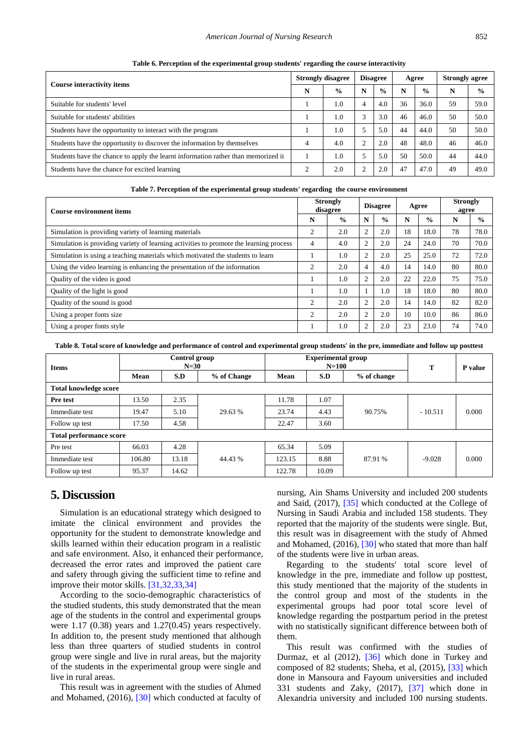Table 6. Perception of the experimental group students' regarding the course interactivity

| Course interactivity items | Strongly disagree | | Disagree | | Agree | | Strongly agree | |
|---|---|---|---|---|---|---|---|---|
| | N | % | N | % | N | % | N | % |
| Suitable for students' level | 1 | 1.0 | 4 | 4.0 | 36 | 36.0 | 59 | 59.0 |
| Suitable for students' abilities | 1 | 1.0 | 3 | 3.0 | 46 | 46.0 | 50 | 50.0 |
| Students have the opportunity to interact with the program | 1 | 1.0 | 5 | 5.0 | 44 | 44.0 | 50 | 50.0 |
| Students have the opportunity to discover the information by themselves | 4 | 4.0 | 2 | 2.0 | 48 | 48.0 | 46 | 46.0 |
| Students have the chance to apply the learnt information rather than memorized it | 1 | 1.0 | 5 | 5.0 | 50 | 50.0 | 44 | 44.0 |
| Students have the chance for excited learning | 2 | 2.0 | 2 | 2.0 | 47 | 47.0 | 49 | 49.0 |

Table 7. Perception of the experimental group students' regarding the course environment

| Course environment items | Strongly disagree | | Disagree | | Agree | | Strongly agree | |
|---|---|---|---|---|---|---|---|---|
| | N | % | N | % | N | % | N | % |
| Simulation is providing variety of learning materials | 2 | 2.0 | 2 | 2.0 | 18 | 18.0 | 78 | 78.0 |
| Simulation is providing variety of learning activities to promote the learning process | 4 | 4.0 | 2 | 2.0 | 24 | 24.0 | 70 | 70.0 |
| Simulation is using a teaching materials which motivated the students to learn | 1 | 1.0 | 2 | 2.0 | 25 | 25.0 | 72 | 72.0 |
| Using the video learning is enhancing the presentation of the information | 2 | 2.0 | 4 | 4.0 | 14 | 14.0 | 80 | 80.0 |
| Quality of the video is good | 1 | 1.0 | 2 | 2.0 | 22 | 22.0 | 75 | 75.0 |
| Quality of the light is good | 1 | 1.0 | 1 | 1.0 | 18 | 18.0 | 80 | 80.0 |
| Quality of the sound is good | 2 | 2.0 | 2 | 2.0 | 14 | 14.0 | 82 | 82.0 |
| Using a proper fonts size | 2 | 2.0 | 2 | 2.0 | 10 | 10.0 | 86 | 86.0 |
| Using a proper fonts style | 1 | 1.0 | 2 | 2.0 | 23 | 23.0 | 74 | 74.0 |

Table 8. Total score of knowledge and performance of control and experimental group students' in the pre, immediate and follow up posttest

| Items | Control group N=30 | | | Experimental group N=100 | | | T | P value |
|---|---|---|---|---|---|---|---|---|
| | Mean | S.D | % of Change | Mean | S.D | % of change | | |
| **Total knowledge score** | | | | | | | | |
| **Pre test** | 13.50 | 2.35 | 29.63 % | 11.78 | 1.07 | 90.75% | - 10.511 | 0.000 |
| Immediate test | 19.47 | 5.10 | | 23.74 | 4.43 | | | |
| Follow up test | 17.50 | 4.58 | | 22.47 | 3.60 | | | |
| **Total performance score** | | | | | | | | |
| Pre test | 66.03 | 4.28 | 44.43 % | 65.34 | 5.09 | 87.91 % | -9.028 | 0.000 |
| Immediate test | 106.80 | 13.18 | | 123.15 | 8.88 | | | |
| Follow up test | 95.37 | 14.62 | | 122.78 | 10.09 | | | |

## 5. Discussion

Simulation is an educational strategy which designed to imitate the clinical environment and provides the opportunity for the student to demonstrate knowledge and skills learned within their education program in a realistic and safe environment. Also, it enhanced their performance, decreased the error rates and improved the patient care and safety through giving the sufficient time to refine and improve their motor skills. [31,32,33,34]

According to the socio-demographic characteristics of the studied students, this study demonstrated that the mean age of the students in the control and experimental groups were 1.17 (0.38) years and 1.27(0.45) years respectively. In addition to, the present study mentioned that although less than three quarters of studied students in control group were single and live in rural areas, but the majority of the students in the experimental group were single and live in rural areas.

This result was in agreement with the studies of Ahmed and Mohamed, (2016), [30] which conducted at faculty of nursing, Ain Shams University and included 200 students and Said, (2017), [35] which conducted at the College of Nursing in Saudi Arabia and included 158 students. They reported that the majority of the students were single. But, this result was in disagreement with the study of Ahmed and Mohamed, (2016), [30] who stated that more than half of the students were live in urban areas.

Regarding to the students' total score level of knowledge in the pre, immediate and follow up posttest, this study mentioned that the majority of the students in the control group and most of the students in the experimental groups had poor total score level of knowledge regarding the postpartum period in the pretest with no statistically significant difference between both of them.

This result was confirmed with the studies of Durmaz, et al (2012), [36] which done in Turkey and composed of 82 students; Sheha, et al, (2015), [33] which done in Mansoura and Fayoum universities and included 331 students and Zaky, (2017), [37] which done in Alexandria university and included 100 nursing students.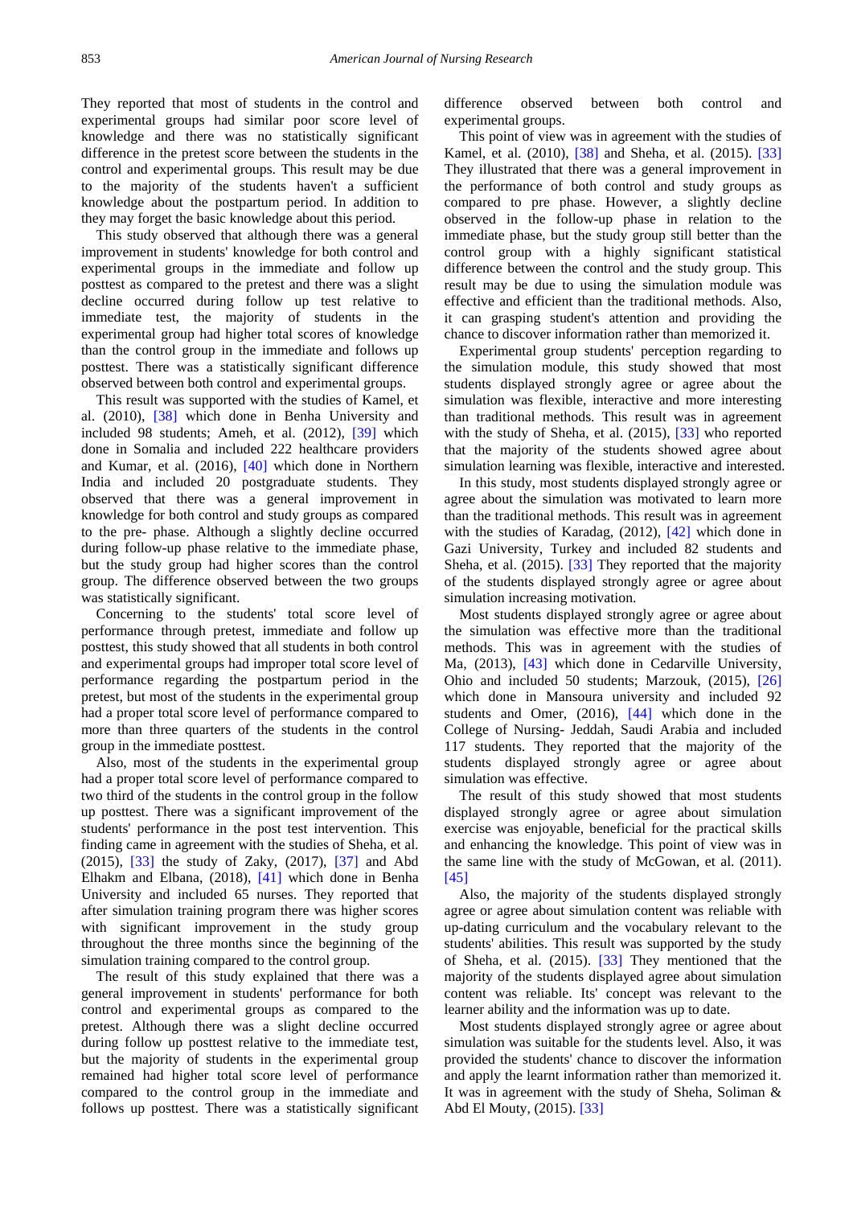They reported that most of students in the control and experimental groups had similar poor score level of knowledge and there was no statistically significant difference in the pretest score between the students in the control and experimental groups. This result may be due to the majority of the students haven't a sufficient knowledge about the postpartum period. In addition to they may forget the basic knowledge about this period.

This study observed that although there was a general improvement in students' knowledge for both control and experimental groups in the immediate and follow up posttest as compared to the pretest and there was a slight decline occurred during follow up test relative to immediate test, the majority of students in the experimental group had higher total scores of knowledge than the control group in the immediate and follows up posttest. There was a statistically significant difference observed between both control and experimental groups.

This result was supported with the studies of Kamel, et al. (2010), [38] which done in Benha University and included 98 students; Ameh, et al. (2012), [39] which done in Somalia and included 222 healthcare providers and Kumar, et al. (2016), [40] which done in Northern India and included 20 postgraduate students. They observed that there was a general improvement in knowledge for both control and study groups as compared to the pre- phase. Although a slightly decline occurred during follow-up phase relative to the immediate phase, but the study group had higher scores than the control group. The difference observed between the two groups was statistically significant.

Concerning to the students' total score level of performance through pretest, immediate and follow up posttest, this study showed that all students in both control and experimental groups had improper total score level of performance regarding the postpartum period in the pretest, but most of the students in the experimental group had a proper total score level of performance compared to more than three quarters of the students in the control group in the immediate posttest.

Also, most of the students in the experimental group had a proper total score level of performance compared to two third of the students in the control group in the follow up posttest. There was a significant improvement of the students' performance in the post test intervention. This finding came in agreement with the studies of Sheha, et al. (2015), [33] the study of Zaky, (2017), [37] and Abd Elhakm and Elbana, (2018), [41] which done in Benha University and included 65 nurses. They reported that after simulation training program there was higher scores with significant improvement in the study group throughout the three months since the beginning of the simulation training compared to the control group.

The result of this study explained that there was a general improvement in students' performance for both control and experimental groups as compared to the pretest. Although there was a slight decline occurred during follow up posttest relative to the immediate test, but the majority of students in the experimental group remained had higher total score level of performance compared to the control group in the immediate and follows up posttest. There was a statistically significant difference observed between both control and experimental groups.

This point of view was in agreement with the studies of Kamel, et al. (2010), [38] and Sheha, et al. (2015). [33] They illustrated that there was a general improvement in the performance of both control and study groups as compared to pre phase. However, a slightly decline observed in the follow-up phase in relation to the immediate phase, but the study group still better than the control group with a highly significant statistical difference between the control and the study group. This result may be due to using the simulation module was effective and efficient than the traditional methods. Also, it can grasping student's attention and providing the chance to discover information rather than memorized it.

Experimental group students' perception regarding to the simulation module, this study showed that most students displayed strongly agree or agree about the simulation was flexible, interactive and more interesting than traditional methods. This result was in agreement with the study of Sheha, et al. (2015), [33] who reported that the majority of the students showed agree about simulation learning was flexible, interactive and interested.

In this study, most students displayed strongly agree or agree about the simulation was motivated to learn more than the traditional methods. This result was in agreement with the studies of Karadag, (2012), [42] which done in Gazi University, Turkey and included 82 students and Sheha, et al. (2015). [33] They reported that the majority of the students displayed strongly agree or agree about simulation increasing motivation.

Most students displayed strongly agree or agree about the simulation was effective more than the traditional methods. This was in agreement with the studies of Ma, (2013), [43] which done in Cedarville University, Ohio and included 50 students; Marzouk, (2015), [26] which done in Mansoura university and included 92 students and Omer, (2016), [44] which done in the College of Nursing- Jeddah, Saudi Arabia and included 117 students. They reported that the majority of the students displayed strongly agree or agree about simulation was effective.

The result of this study showed that most students displayed strongly agree or agree about simulation exercise was enjoyable, beneficial for the practical skills and enhancing the knowledge. This point of view was in the same line with the study of McGowan, et al. (2011). [45]

Also, the majority of the students displayed strongly agree or agree about simulation content was reliable with up-dating curriculum and the vocabulary relevant to the students' abilities. This result was supported by the study of Sheha, et al. (2015). [33] They mentioned that the majority of the students displayed agree about simulation content was reliable. Its' concept was relevant to the learner ability and the information was up to date.

Most students displayed strongly agree or agree about simulation was suitable for the students level. Also, it was provided the students' chance to discover the information and apply the learnt information rather than memorized it. It was in agreement with the study of Sheha, Soliman & Abd El Mouty, (2015). [33]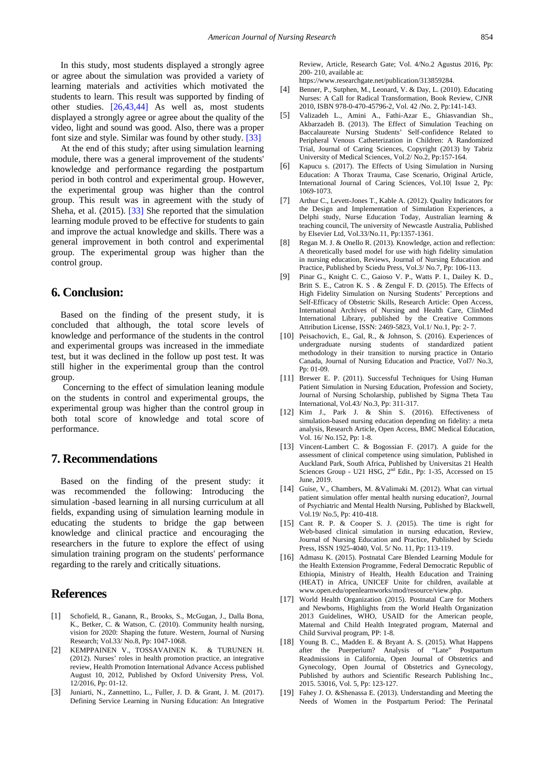In this study, most students displayed a strongly agree or agree about the simulation was provided a variety of learning materials and activities which motivated the students to learn. This result was supported by finding of other studies. [26,43,44] As well as, most students displayed a strongly agree or agree about the quality of the video, light and sound was good. Also, there was a proper font size and style. Similar was found by other study. [33]

At the end of this study; after using simulation learning module, there was a general improvement of the students' knowledge and performance regarding the postpartum period in both control and experimental group. However, the experimental group was higher than the control group. This result was in agreement with the study of Sheha, et al. (2015). [33] She reported that the simulation learning module proved to be effective for students to gain and improve the actual knowledge and skills. There was a general improvement in both control and experimental group. The experimental group was higher than the control group.

## 6. Conclusion:

Based on the finding of the present study, it is concluded that although, the total score levels of knowledge and performance of the students in the control and experimental groups was increased in the immediate test, but it was declined in the follow up post test. It was still higher in the experimental group than the control group.

Concerning to the effect of simulation leaning module on the students in control and experimental groups, the experimental group was higher than the control group in both total score of knowledge and total score of performance.

## 7. Recommendations

Based on the finding of the present study: it was recommended the following: Introducing the simulation -based learning in all nursing curriculum at all fields, expanding using of simulation learning module in educating the students to bridge the gap between knowledge and clinical practice and encouraging the researchers in the future to explore the effect of using simulation training program on the students' performance regarding to the rarely and critically situations.

## References

[1] Schofield, R., Ganann, R., Brooks, S., McGugan, J., Dalla Bona, K., Betker, C. & Watson, C. (2010). Community health nursing, vision for 2020: Shaping the future. Western, Journal of Nursing Research; Vol.33/ No.8, Pp: 1047-1068.

[2] KEMPPAINEN V., TOSSAVAINEN K. & TURUNEN H. (2012). Nurses' roles in health promotion practice, an integrative review, Health Promotion International Advance Access published August 10, 2012, Published by Oxford University Press, Vol. 12/2016, Pp: 01-12.

[3] Juniarti, N., Zannettino, L., Fuller, J. D. & Grant, J. M. (2017). Defining Service Learning in Nursing Education: An Integrative Review, Article, Research Gate; Vol. 4/No.2 Agustus 2016, Pp: 200- 210, available at: https://www.researchgate.net/publication/313859284.

[4] Benner, P., Sutphen, M., Leonard, V. & Day, L. (2010). Educating Nurses: A Call for Radical Transformation, Book Review, CJNR 2010, ISBN 978-0-470-45796-2, Vol. 42 /No. 2, Pp:141-143.

[5] Valizadeh L., Amini A., Fathi-Azar E., Ghiasvandian Sh., Akbarzadeh B. (2013). The Effect of Simulation Teaching on Baccalaureate Nursing Students' Self-confidence Related to Peripheral Venous Catheterization in Children: A Randomized Trial, Journal of Caring Sciences, Copyright (2013) by Tabriz University of Medical Sciences, Vol.2/ No.2, Pp:157-164.

[6] Kapucu s. (2017). The Effects of Using Simulation in Nursing Education: A Thorax Trauma, Case Scenario, Original Article, International Journal of Caring Sciences, Vol.10| Issue 2, Pp: 1069-1073.

[7] Arthur C., Levett-Jones T., Kable A. (2012). Quality Indicators for the Design and Implementation of Simulation Experiences, a Delphi study, Nurse Education Today, Australian learning & teaching council, The university of Newcastle Australia, Published by Elsevier Ltd, Vol.33/No.11, Pp:1357-1361.

[8] Regan M. J. & Onello R. (2013). Knowledge, action and reflection: A theoretically based model for use with high fidelity simulation in nursing education, Reviews, Journal of Nursing Education and Practice, Published by Sciedu Press, Vol.3/ No.7, Pp: 106-113.

[9] Pinar G., Knight C. C., Gaioso V. P., Watts P. I., Dailey K. D., Britt S. E., Catron K. S . & Zengul F. D. (2015). The Effects of High Fidelity Simulation on Nursing Students' Perceptions and Self-Efficacy of Obstetric Skills, Research Article: Open Access, International Archives of Nursing and Health Care, ClinMed International Library, published by the Creative Commons Attribution License, ISSN: 2469-5823, Vol.1/ No.1, Pp: 2- 7.

[10] Peisachovich, E., Gal, R., & Johnson, S. (2016). Experiences of undergraduate nursing students of standardized patient methodology in their transition to nursing practice in Ontario Canada, Journal of Nursing Education and Practice, Vol7/ No.3, Pp: 01-09.

[11] Brewer E. P. (2011). Successful Techniques for Using Human Patient Simulation in Nursing Education, Profession and Society, Journal of Nursing Scholarship, published by Sigma Theta Tau International, Vol.43/ No.3, Pp: 311-317.

[12] Kim J., Park J. & Shin S. (2016). Effectiveness of simulation-based nursing education depending on fidelity: a meta analysis, Research Article, Open Access, BMC Medical Education, Vol. 16/ No.152, Pp: 1-8.

[13] Vincent-Lambert C. & Bogossian F. (2017). A guide for the assessment of clinical competence using simulation, Published in Auckland Park, South Africa, Published by Universitas 21 Health Sciences Group - U21 HSG, 2nd Edt., Pp: 1-35, Accessed on 15 June, 2019.

[14] Guise, V., Chambers, M. &Valimaki M. (2012). What can virtual patient simulation offer mental health nursing education?, Journal of Psychiatric and Mental Health Nursing, Published by Blackwell, Vol.19/ No.5, Pp: 410-418.

[15] Cant R. P. & Cooper S. J. (2015). The time is right for Web-based clinical simulation in nursing education, Review, Journal of Nursing Education and Practice, Published by Sciedu Press, ISSN 1925-4040, Vol. 5/ No. 11, Pp: 113-119.

[16] Admasu K. (2015). Postnatal Care Blended Learning Module for the Health Extension Programme, Federal Democratic Republic of Ethiopia, Ministry of Health, Health Education and Training (HEAT) in Africa, UNICEF Unite for children, available at www.open.edu/openlearnworks/mod/resource/view.php.

[17] World Health Organization (2015). Postnatal Care for Mothers and Newborns, Highlights from the World Health Organization 2013 Guidelines, WHO, USAID for the American people, Maternal and Child Health Integrated program, Maternal and Child Survival program, PP: 1-8.

[18] Young B. C., Madden E. & Bryant A. S. (2015). What Happens after the Puerperium? Analysis of "Late" Postpartum Readmissions in California, Open Journal of Obstetrics and Gynecology, Open Journal of Obstetrics and Gynecology, Published by authors and Scientific Research Publishing Inc., 2015. 53016, Vol. 5, Pp: 123-127.

[19] Fahey J. O. &Shenassa E. (2013). Understanding and Meeting the Needs of Women in the Postpartum Period: The Perinatal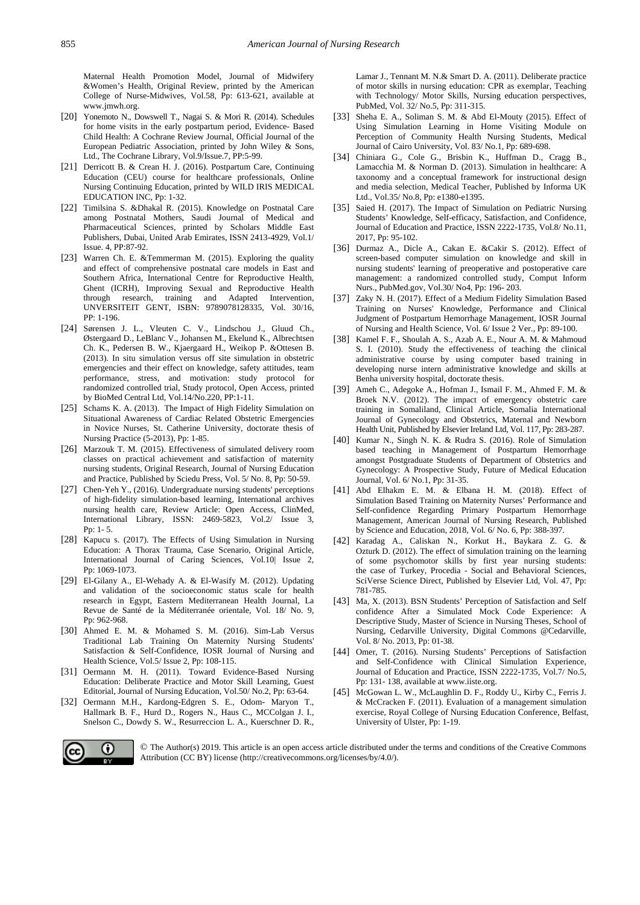Maternal Health Promotion Model, Journal of Midwifery &Women's Health, Original Review, printed by the American College of Nurse-Midwives, Vol.58, Pp: 613-621, available at www.jmwh.org.

[20] Yonemoto N., Dowswell T., Nagai S. & Mori R. (2014). Schedules for home visits in the early postpartum period, Evidence- Based Child Health: A Cochrane Review Journal, Official Journal of the European Pediatric Association, printed by John Wiley & Sons, Ltd., The Cochrane Library, Vol.9/Issue.7, PP:5-99.

[21] Derricott B. & Crean H. J. (2016). Postpartum Care, Continuing Education (CEU) course for healthcare professionals, Online Nursing Continuing Education, printed by WILD IRIS MEDICAL EDUCATION INC, Pp: 1-32.

[22] Timilsina S. &Dhakal R. (2015). Knowledge on Postnatal Care among Postnatal Mothers, Saudi Journal of Medical and Pharmaceutical Sciences, printed by Scholars Middle East Publishers, Dubai, United Arab Emirates, ISSN 2413-4929, Vol.1/ Issue. 4, PP:87-92.

[23] Warren Ch. E. &Temmerman M. (2015). Exploring the quality and effect of comprehensive postnatal care models in East and Southern Africa, International Centre for Reproductive Health, Ghent (ICRH), Improving Sexual and Reproductive Health through research, training and Adapted Intervention, UNVERSITEIT GENT, ISBN: 9789078128335, Vol. 30/16, PP: 1-196.

[24] Sørensen J. L., Vleuten C. V., Lindschou J., Gluud Ch., Østergaard D., LeBlanc V., Johansen M., Ekelund K., Albrechtsen Ch. K., Pedersen B. W., Kjaergaard H., Weikop P. &Ottesen B. (2013). In situ simulation versus off site simulation in obstetric emergencies and their effect on knowledge, safety attitudes, team performance, stress, and motivation: study protocol for randomized controlled trial, Study protocol, Open Access, printed by BioMed Central Ltd, Vol.14/No.220, PP:1-11.

[25] Schams K. A. (2013). The Impact of High Fidelity Simulation on Situational Awareness of Cardiac Related Obstetric Emergencies in Novice Nurses, St. Catherine University, doctorate thesis of Nursing Practice (5-2013), Pp: 1-85.

[26] Marzouk T. M. (2015). Effectiveness of simulated delivery room classes on practical achievement and satisfaction of maternity nursing students, Original Research, Journal of Nursing Education and Practice, Published by Sciedu Press, Vol. 5/ No. 8, Pp: 50-59.

[27] Chen-Yeh Y., (2016). Undergraduate nursing students' perceptions of high-fidelity simulation-based learning, International archives nursing health care, Review Article: Open Access, ClinMed, International Library, ISSN: 2469-5823, Vol.2/ Issue 3, Pp: 1- 5.

[28] Kapucu s. (2017). The Effects of Using Simulation in Nursing Education: A Thorax Trauma, Case Scenario, Original Article, International Journal of Caring Sciences, Vol.10| Issue 2, Pp: 1069-1073.

[29] El-Gilany A., El-Wehady A. & El-Wasify M. (2012). Updating and validation of the socioeconomic status scale for health research in Egypt, Eastern Mediterranean Health Journal, La Revue de Santé de la Méditerranée orientale, Vol. 18/ No. 9, Pp: 962-968.

[30] Ahmed E. M. & Mohamed S. M. (2016). Sim-Lab Versus Traditional Lab Training On Maternity Nursing Students' Satisfaction & Self-Confidence, IOSR Journal of Nursing and Health Science, Vol.5/ Issue 2, Pp: 108-115.

[31] Oermann M. H. (2011). Toward Evidence-Based Nursing Education: Deliberate Practice and Motor Skill Learning, Guest Editorial, Journal of Nursing Education, Vol.50/ No.2, Pp: 63-64.

[32] Oermann M.H., Kardong-Edgren S. E., Odom- Maryon T., Hallmark B. F., Hurd D., Rogers N., Haus C., MCColgan J. I., Snelson C., Dowdy S. W., Resurreccion L. A., Kuerschner D. R., Lamar J., Tennant M. N.& Smart D. A. (2011). Deliberate practice of motor skills in nursing education: CPR as exemplar, Teaching with Technology/ Motor Skills, Nursing education perspectives, PubMed, Vol. 32/ No.5, Pp: 311-315.

[33] Sheha E. A., Soliman S. M. & Abd El-Mouty (2015). Effect of Using Simulation Learning in Home Visiting Module on Perception of Community Health Nursing Students, Medical Journal of Cairo University, Vol. 83/ No.1, Pp: 689-698.

[34] Chiniara G., Cole G., Brisbin K., Huffman D., Cragg B., Lamacchia M. & Norman D. (2013). Simulation in healthcare: A taxonomy and a conceptual framework for instructional design and media selection, Medical Teacher, Published by Informa UK Ltd., Vol.35/ No.8, Pp: e1380-e1395.

[35] Saied H. (2017). The Impact of Simulation on Pediatric Nursing Students' Knowledge, Self-efficacy, Satisfaction, and Confidence, Journal of Education and Practice, ISSN 2222-1735, Vol.8/ No.11, 2017, Pp: 95-102.

[36] Durmaz A., Dicle A., Cakan E. &Cakir S. (2012). Effect of screen-based computer simulation on knowledge and skill in nursing students' learning of preoperative and postoperative care management: a randomized controlled study, Comput Inform Nurs., PubMed.gov, Vol.30/ No4, Pp: 196- 203.

[37] Zaky N. H. (2017). Effect of a Medium Fidelity Simulation Based Training on Nurses' Knowledge, Performance and Clinical Judgment of Postpartum Hemorrhage Management, IOSR Journal of Nursing and Health Science, Vol. 6/ Issue 2 Ver., Pp: 89-100.

[38] Kamel F. F., Shoulah A. S., Azab A. E., Nour A. M. & Mahmoud S. I. (2010). Study the effectiveness of teaching the clinical administrative course by using computer based training in developing nurse intern administrative knowledge and skills at Benha university hospital, doctorate thesis.

[39] Ameh C., Adegoke A., Hofman J., Ismail F. M., Ahmed F. M. & Broek N.V. (2012). The impact of emergency obstetric care training in Somaliland, Clinical Article, Somalia International Journal of Gynecology and Obstetrics, Maternal and Newborn Health Unit, Published by Elsevier Ireland Ltd, Vol. 117, Pp: 283-287.

[40] Kumar N., Singh N. K. & Rudra S. (2016). Role of Simulation based teaching in Management of Postpartum Hemorrhage amongst Postgraduate Students of Department of Obstetrics and Gynecology: A Prospective Study, Future of Medical Education Journal, Vol. 6/ No.1, Pp: 31-35.

[41] Abd Elhakm E. M. & Elbana H. M. (2018). Effect of Simulation Based Training on Maternity Nurses' Performance and Self-confidence Regarding Primary Postpartum Hemorrhage Management, American Journal of Nursing Research, Published by Science and Education, 2018, Vol. 6/ No. 6, Pp: 388-397.

[42] Karadag A., Caliskan N., Korkut H., Baykara Z. G. & Ozturk D. (2012). The effect of simulation training on the learning of some psychomotor skills by first year nursing students: the case of Turkey, Procedia - Social and Behavioral Sciences, SciVerse Science Direct, Published by Elsevier Ltd, Vol. 47, Pp: 781-785.

[43] Ma, X. (2013). BSN Students' Perception of Satisfaction and Self confidence After a Simulated Mock Code Experience: A Descriptive Study, Master of Science in Nursing Theses, School of Nursing, Cedarville University, Digital Commons @Cedarville, Vol. 8/ No. 2013, Pp: 01-38.

[44] Omer, T. (2016). Nursing Students' Perceptions of Satisfaction and Self-Confidence with Clinical Simulation Experience, Journal of Education and Practice, ISSN 2222-1735, Vol.7/ No.5, Pp: 131- 138, available at www.iiste.org.

[45] McGowan L. W., McLaughlin D. F., Roddy U., Kirby C., Ferris J. & McCracken F. (2011). Evaluation of a management simulation exercise, Royal College of Nursing Education Conference, Belfast, University of Ulster, Pp: 1-19.

© The Author(s) 2019. This article is an open access article distributed under the terms and conditions of the Creative Commons Attribution (CC BY) license (http://creativecommons.org/licenses/by/4.0/).